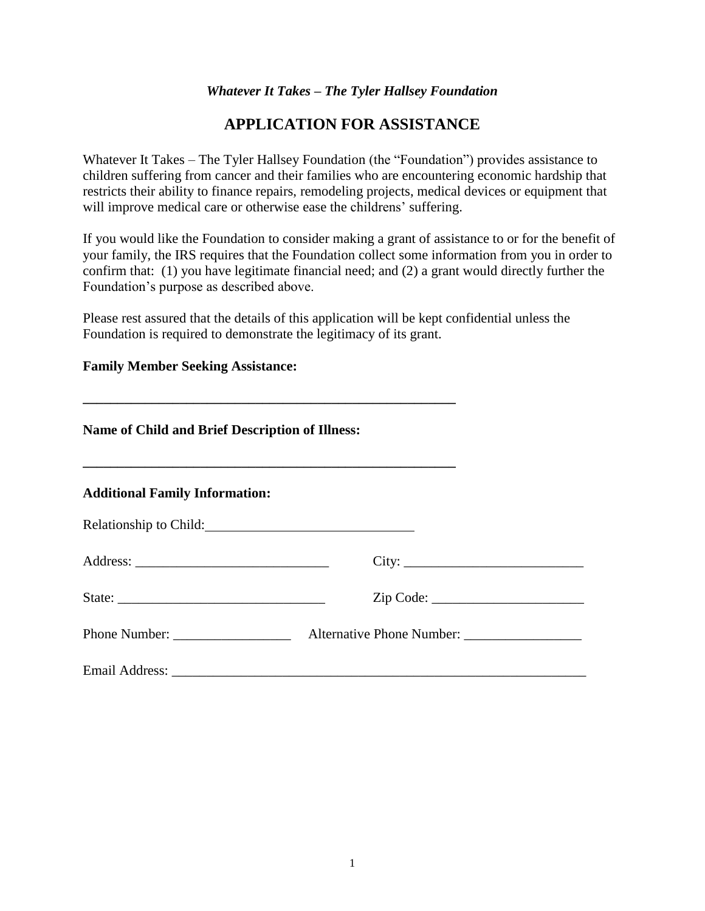*Whatever It Takes – The Tyler Hallsey Foundation*

# APPLICATION FOR ASSISTANCE

Whatever It Takes – The Tyler Hallsey Foundation (the "Foundation") provides assistance to children suffering from cancer and their families who are encountering economic hardship that restricts their ability to finance repairs, remodeling projects, medical devices or equipment that will improve medical care or otherwise ease the childrens' suffering.

If you would like the Foundation to consider making a grant of assistance to or for the benefit of your family, the IRS requires that the Foundation collect some information from you in order to confirm that: (1) you have legitimate financial need; and (2) a grant would directly further the Foundation's purpose as described above.

Please rest assured that the details of this application will be kept confidential unless the Foundation is required to demonstrate the legitimacy of its grant.

**Family Member Seeking Assistance:**

_______________________________________________________

**Name of Child and Brief Description of Illness:**

_______________________________________________________

**Additional Family Information:**

Relationship to Child: ______________________________

Address: ____________________________ City: __________________________

State: ______________________________ Zip Code: ______________________

Phone Number: _________________ Alternative Phone Number: _________________

Email Address: ______________________________________________________________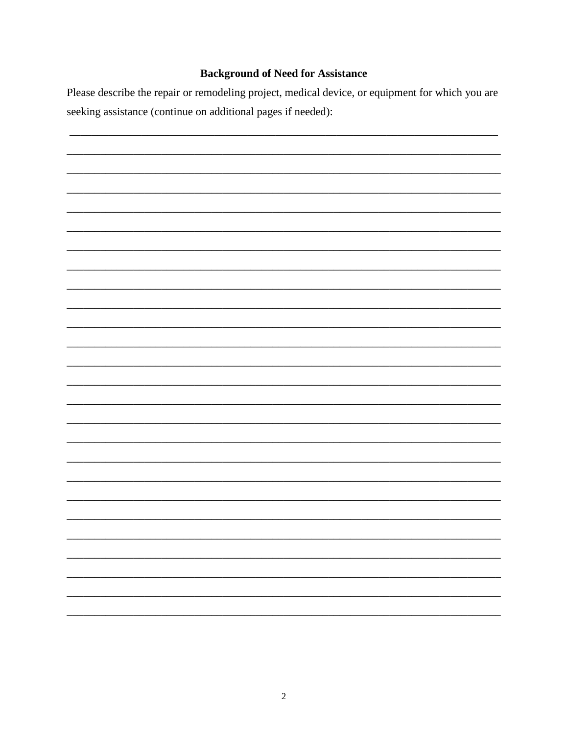**Background of Need for Assistance**

Please describe the repair or remodeling project, medical device, or equipment for which you are seeking assistance (continue on additional pages if needed):

________________________________________________________________________________

________________________________________________________________________________

________________________________________________________________________________

________________________________________________________________________________

________________________________________________________________________________

________________________________________________________________________________

________________________________________________________________________________

________________________________________________________________________________

________________________________________________________________________________

________________________________________________________________________________

________________________________________________________________________________

________________________________________________________________________________

________________________________________________________________________________

________________________________________________________________________________

________________________________________________________________________________

________________________________________________________________________________

________________________________________________________________________________

________________________________________________________________________________

________________________________________________________________________________

________________________________________________________________________________

________________________________________________________________________________

________________________________________________________________________________

________________________________________________________________________________

________________________________________________________________________________

________________________________________________________________________________

________________________________________________________________________________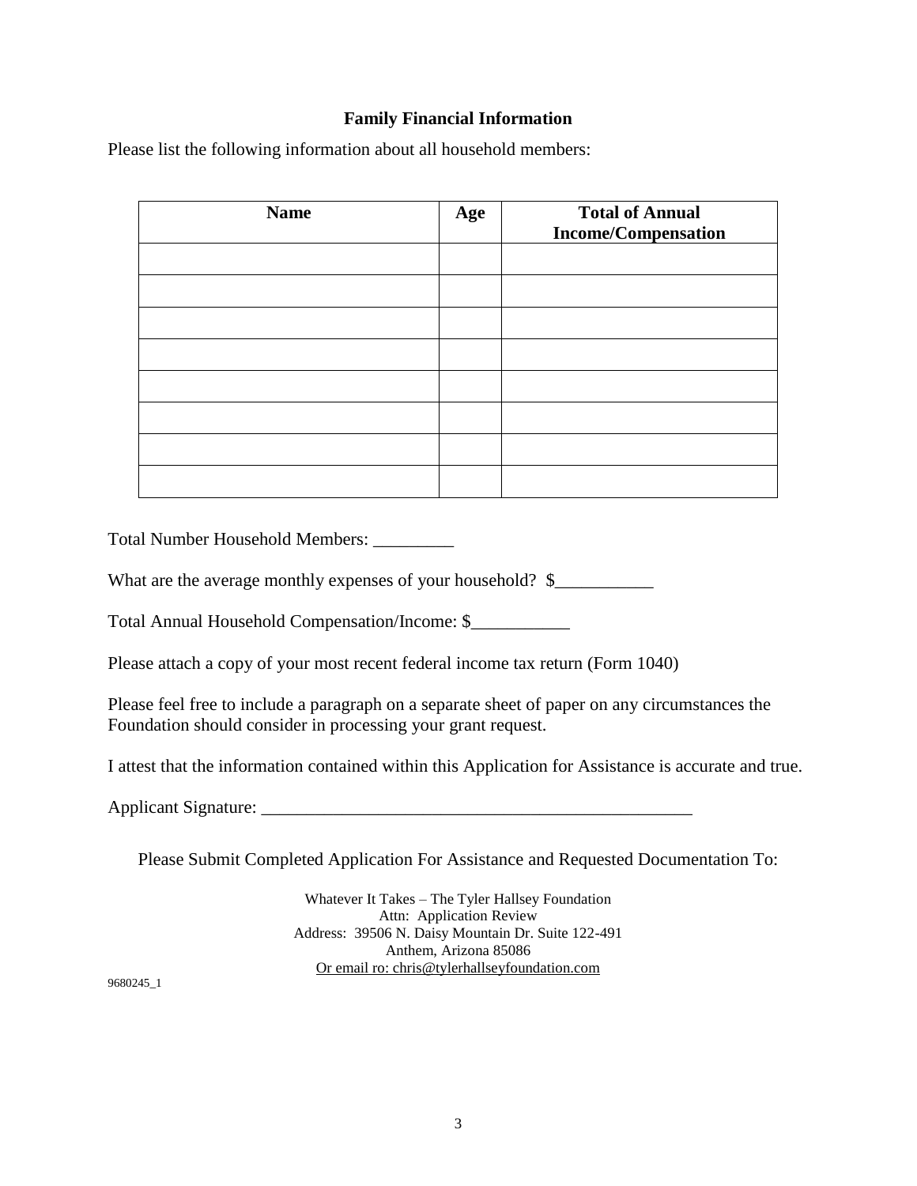## Family Financial Information

Please list the following information about all household members:

| Name | Age | Total of Annual Income/Compensation |
|---|---|---|
| | | |
| | | |
| | | |
| | | |
| | | |
| | | |
| | | |
| | | |

Total Number Household Members: _________

What are the average monthly expenses of your household? $___________

Total Annual Household Compensation/Income: $___________

Please attach a copy of your most recent federal income tax return (Form 1040)

Please feel free to include a paragraph on a separate sheet of paper on any circumstances the Foundation should consider in processing your grant request.

I attest that the information contained within this Application for Assistance is accurate and true.

Applicant Signature: _________________________________________________

Please Submit Completed Application For Assistance and Requested Documentation To:

Whatever It Takes – The Tyler Hallsey Foundation
Attn: Application Review
Address: 39506 N. Daisy Mountain Dr. Suite 122-491
Anthem, Arizona 85086
Or email ro: chris@tylerhallseyfoundation.com

9680245_1